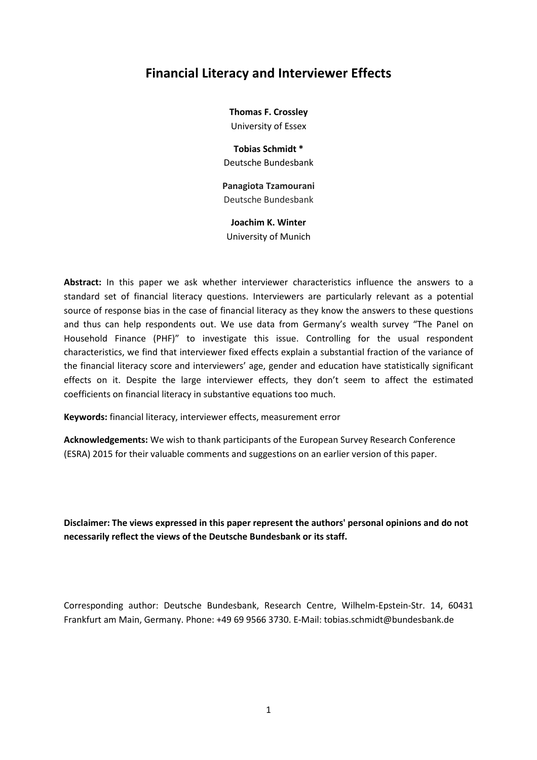# Financial Literacy and Interviewer Effects

**Thomas F. Crossley**
University of Essex

**Tobias Schmidt ***
Deutsche Bundesbank

**Panagiota Tzamourani**
Deutsche Bundesbank

**Joachim K. Winter**
University of Munich

**Abstract:** In this paper we ask whether interviewer characteristics influence the answers to a standard set of financial literacy questions. Interviewers are particularly relevant as a potential source of response bias in the case of financial literacy as they know the answers to these questions and thus can help respondents out. We use data from Germany's wealth survey "The Panel on Household Finance (PHF)" to investigate this issue. Controlling for the usual respondent characteristics, we find that interviewer fixed effects explain a substantial fraction of the variance of the financial literacy score and interviewers' age, gender and education have statistically significant effects on it. Despite the large interviewer effects, they don't seem to affect the estimated coefficients on financial literacy in substantive equations too much.

**Keywords:** financial literacy, interviewer effects, measurement error

**Acknowledgements:** We wish to thank participants of the European Survey Research Conference (ESRA) 2015 for their valuable comments and suggestions on an earlier version of this paper.

**Disclaimer: The views expressed in this paper represent the authors' personal opinions and do not necessarily reflect the views of the Deutsche Bundesbank or its staff.**

Corresponding author: Deutsche Bundesbank, Research Centre, Wilhelm-Epstein-Str. 14, 60431 Frankfurt am Main, Germany. Phone: +49 69 9566 3730. E-Mail: tobias.schmidt@bundesbank.de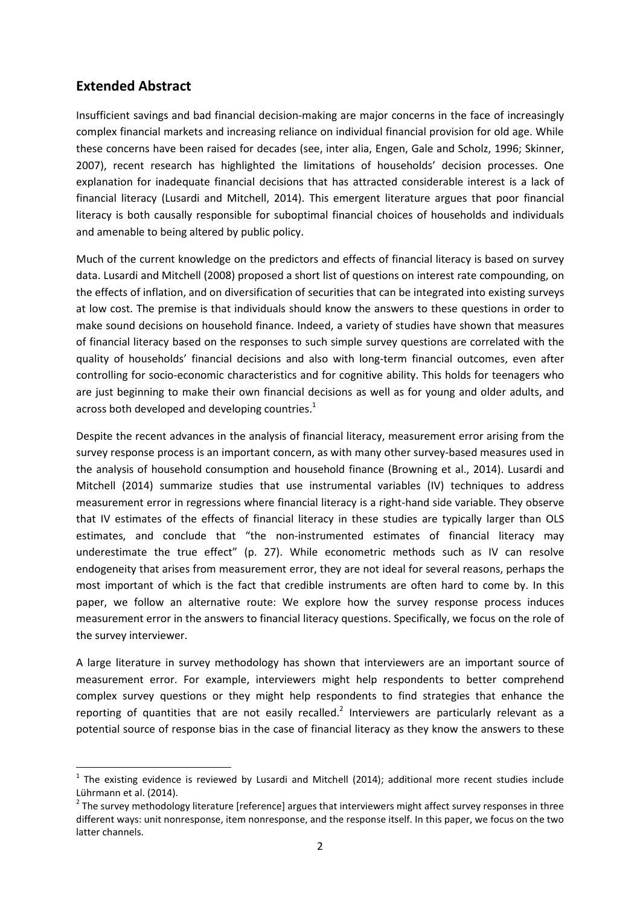## Extended Abstract

Insufficient savings and bad financial decision-making are major concerns in the face of increasingly complex financial markets and increasing reliance on individual financial provision for old age. While these concerns have been raised for decades (see, inter alia, Engen, Gale and Scholz, 1996; Skinner, 2007), recent research has highlighted the limitations of households' decision processes. One explanation for inadequate financial decisions that has attracted considerable interest is a lack of financial literacy (Lusardi and Mitchell, 2014). This emergent literature argues that poor financial literacy is both causally responsible for suboptimal financial choices of households and individuals and amenable to being altered by public policy.

Much of the current knowledge on the predictors and effects of financial literacy is based on survey data. Lusardi and Mitchell (2008) proposed a short list of questions on interest rate compounding, on the effects of inflation, and on diversification of securities that can be integrated into existing surveys at low cost. The premise is that individuals should know the answers to these questions in order to make sound decisions on household finance. Indeed, a variety of studies have shown that measures of financial literacy based on the responses to such simple survey questions are correlated with the quality of households' financial decisions and also with long-term financial outcomes, even after controlling for socio-economic characteristics and for cognitive ability. This holds for teenagers who are just beginning to make their own financial decisions as well as for young and older adults, and across both developed and developing countries.[1]

Despite the recent advances in the analysis of financial literacy, measurement error arising from the survey response process is an important concern, as with many other survey-based measures used in the analysis of household consumption and household finance (Browning et al., 2014). Lusardi and Mitchell (2014) summarize studies that use instrumental variables (IV) techniques to address measurement error in regressions where financial literacy is a right-hand side variable. They observe that IV estimates of the effects of financial literacy in these studies are typically larger than OLS estimates, and conclude that "the non-instrumented estimates of financial literacy may underestimate the true effect" (p. 27). While econometric methods such as IV can resolve endogeneity that arises from measurement error, they are not ideal for several reasons, perhaps the most important of which is the fact that credible instruments are often hard to come by. In this paper, we follow an alternative route: We explore how the survey response process induces measurement error in the answers to financial literacy questions. Specifically, we focus on the role of the survey interviewer.

A large literature in survey methodology has shown that interviewers are an important source of measurement error. For example, interviewers might help respondents to better comprehend complex survey questions or they might help respondents to find strategies that enhance the reporting of quantities that are not easily recalled.[2] Interviewers are particularly relevant as a potential source of response bias in the case of financial literacy as they know the answers to these

---

[1] The existing evidence is reviewed by Lusardi and Mitchell (2014); additional more recent studies include Lührmann et al. (2014).

[2] The survey methodology literature [reference] argues that interviewers might affect survey responses in three different ways: unit nonresponse, item nonresponse, and the response itself. In this paper, we focus on the two latter channels.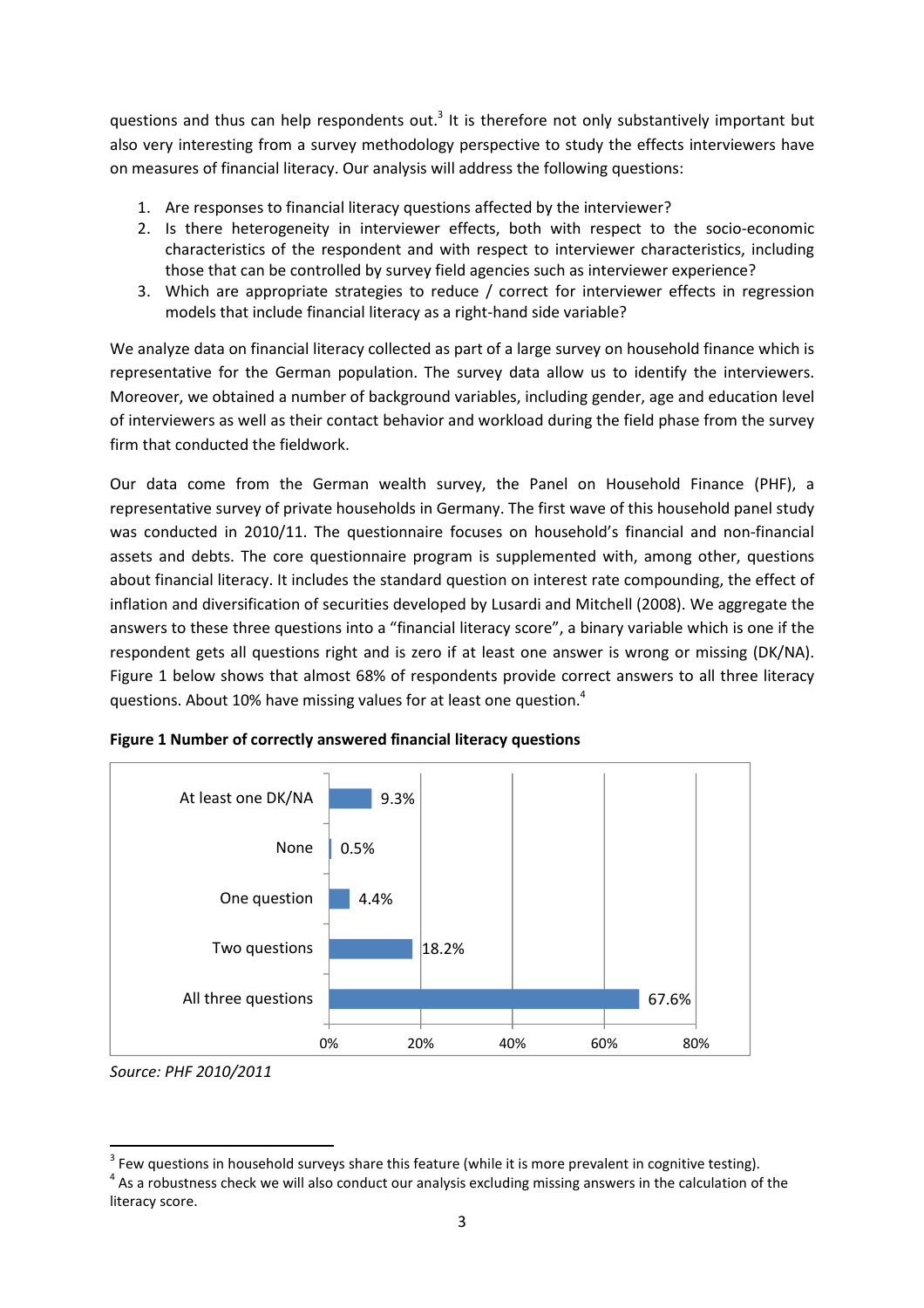questions and thus can help respondents out.[3] It is therefore not only substantively important but also very interesting from a survey methodology perspective to study the effects interviewers have on measures of financial literacy. Our analysis will address the following questions:

1. Are responses to financial literacy questions affected by the interviewer?
2. Is there heterogeneity in interviewer effects, both with respect to the socio-economic characteristics of the respondent and with respect to interviewer characteristics, including those that can be controlled by survey field agencies such as interviewer experience?
3. Which are appropriate strategies to reduce / correct for interviewer effects in regression models that include financial literacy as a right-hand side variable?

We analyze data on financial literacy collected as part of a large survey on household finance which is representative for the German population. The survey data allow us to identify the interviewers. Moreover, we obtained a number of background variables, including gender, age and education level of interviewers as well as their contact behavior and workload during the field phase from the survey firm that conducted the fieldwork.

Our data come from the German wealth survey, the Panel on Household Finance (PHF), a representative survey of private households in Germany. The first wave of this household panel study was conducted in 2010/11. The questionnaire focuses on household's financial and non-financial assets and debts. The core questionnaire program is supplemented with, among other, questions about financial literacy. It includes the standard question on interest rate compounding, the effect of inflation and diversification of securities developed by Lusardi and Mitchell (2008). We aggregate the answers to these three questions into a "financial literacy score", a binary variable which is one if the respondent gets all questions right and is zero if at least one answer is wrong or missing (DK/NA). Figure 1 below shows that almost 68% of respondents provide correct answers to all three literacy questions. About 10% have missing values for at least one question.[4]

**Figure 1 Number of correctly answered financial literacy questions**

| Category | Share |
|---|---|
| At least one DK/NA | 9.3% |
| None | 0.5% |
| One question | 4.4% |
| Two questions | 18.2% |
| All three questions | 67.6% |

*Source: PHF 2010/2011*

[3] Few questions in household surveys share this feature (while it is more prevalent in cognitive testing).

[4] As a robustness check we will also conduct our analysis excluding missing answers in the calculation of the literacy score.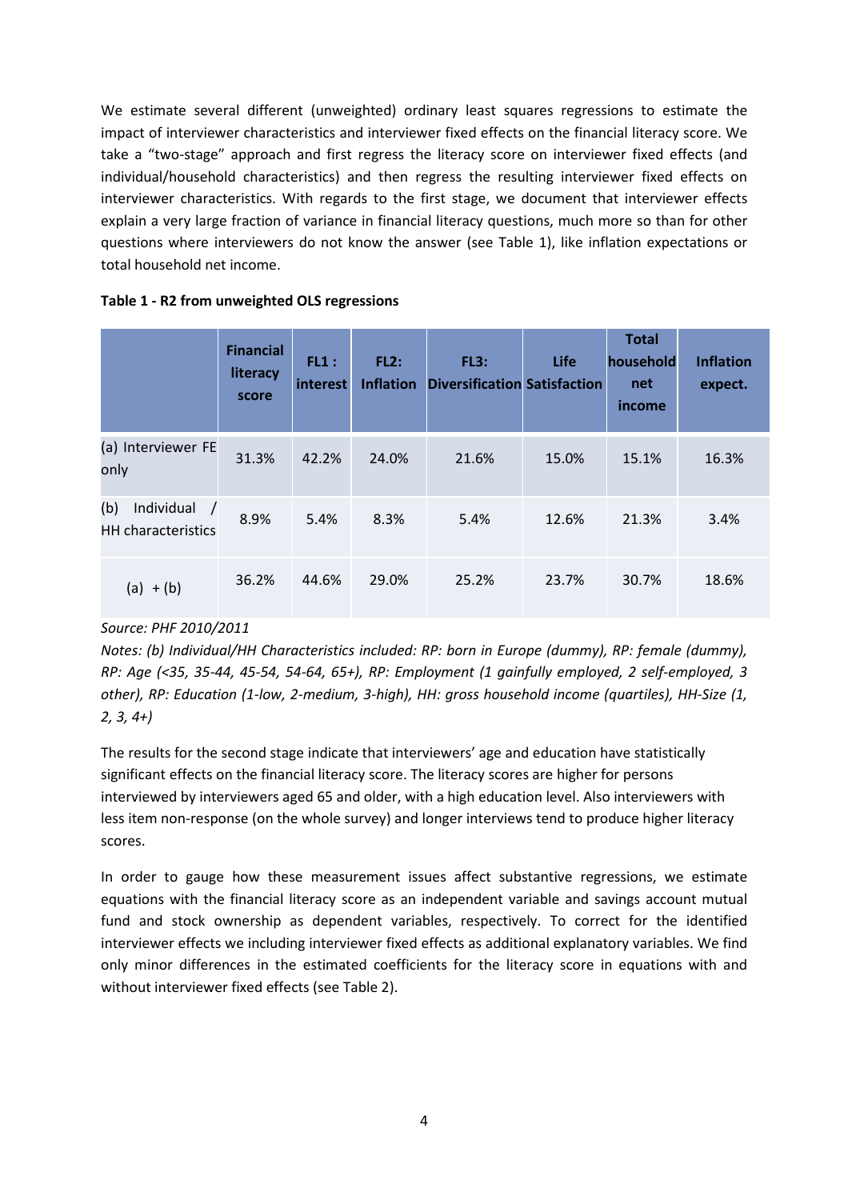We estimate several different (unweighted) ordinary least squares regressions to estimate the impact of interviewer characteristics and interviewer fixed effects on the financial literacy score. We take a "two-stage" approach and first regress the literacy score on interviewer fixed effects (and individual/household characteristics) and then regress the resulting interviewer fixed effects on interviewer characteristics. With regards to the first stage, we document that interviewer effects explain a very large fraction of variance in financial literacy questions, much more so than for other questions where interviewers do not know the answer (see Table 1), like inflation expectations or total household net income.

**Table 1 - R2 from unweighted OLS regressions**

| | Financial literacy score | FL1 : interest | FL2: Inflation | FL3: Diversification | Life Satisfaction | Total household net income | Inflation expect. |
|---|---|---|---|---|---|---|---|
| (a) Interviewer FE only | 31.3% | 42.2% | 24.0% | 21.6% | 15.0% | 15.1% | 16.3% |
| (b) Individual / HH characteristics | 8.9% | 5.4% | 8.3% | 5.4% | 12.6% | 21.3% | 3.4% |
| (a) + (b) | 36.2% | 44.6% | 29.0% | 25.2% | 23.7% | 30.7% | 18.6% |

*Source: PHF 2010/2011*

*Notes: (b) Individual/HH Characteristics included: RP: born in Europe (dummy), RP: female (dummy), RP: Age (<35, 35-44, 45-54, 54-64, 65+), RP: Employment (1 gainfully employed, 2 self-employed, 3 other), RP: Education (1-low, 2-medium, 3-high), HH: gross household income (quartiles), HH-Size (1, 2, 3, 4+)*

The results for the second stage indicate that interviewers' age and education have statistically significant effects on the financial literacy score. The literacy scores are higher for persons interviewed by interviewers aged 65 and older, with a high education level. Also interviewers with less item non-response (on the whole survey) and longer interviews tend to produce higher literacy scores.

In order to gauge how these measurement issues affect substantive regressions, we estimate equations with the financial literacy score as an independent variable and savings account mutual fund and stock ownership as dependent variables, respectively. To correct for the identified interviewer effects we including interviewer fixed effects as additional explanatory variables. We find only minor differences in the estimated coefficients for the literacy score in equations with and without interviewer fixed effects (see Table 2).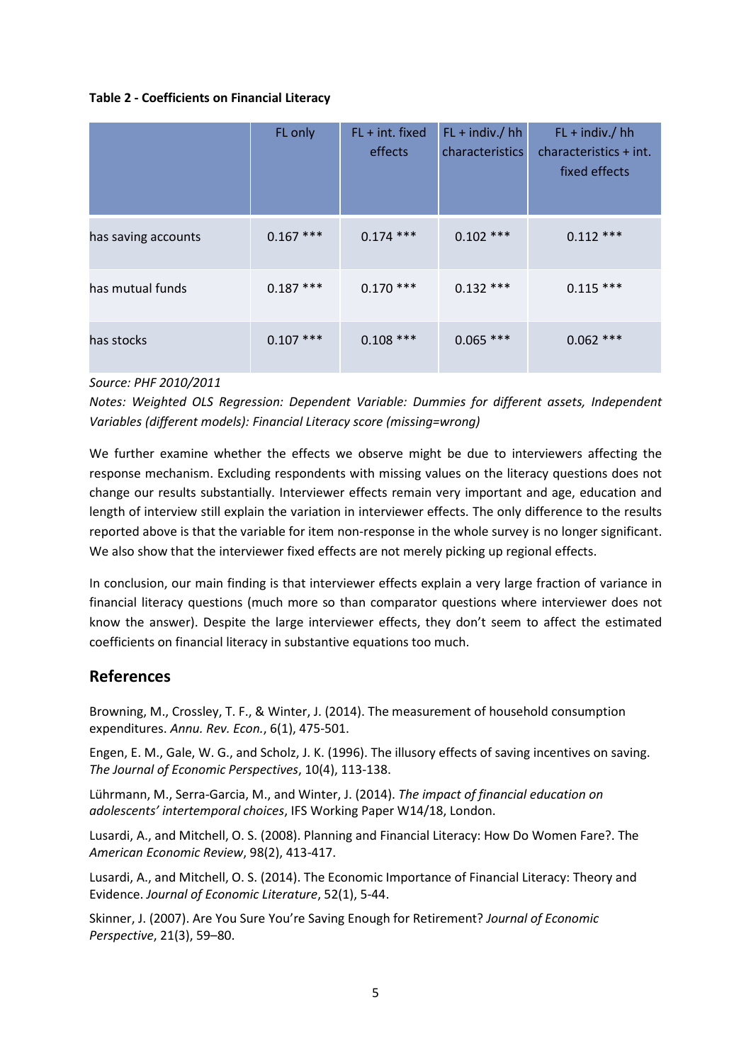**Table 2 - Coefficients on Financial Literacy**

| | FL only | FL + int. fixed effects | FL + indiv./ hh characteristics | FL + indiv./ hh characteristics + int. fixed effects |
|---|---|---|---|---|
| has saving accounts | 0.167 *** | 0.174 *** | 0.102 *** | 0.112 *** |
| has mutual funds | 0.187 *** | 0.170 *** | 0.132 *** | 0.115 *** |
| has stocks | 0.107 *** | 0.108 *** | 0.065 *** | 0.062 *** |

*Source: PHF 2010/2011*

*Notes: Weighted OLS Regression: Dependent Variable: Dummies for different assets, Independent Variables (different models): Financial Literacy score (missing=wrong)*

We further examine whether the effects we observe might be due to interviewers affecting the response mechanism. Excluding respondents with missing values on the literacy questions does not change our results substantially. Interviewer effects remain very important and age, education and length of interview still explain the variation in interviewer effects. The only difference to the results reported above is that the variable for item non-response in the whole survey is no longer significant. We also show that the interviewer fixed effects are not merely picking up regional effects.

In conclusion, our main finding is that interviewer effects explain a very large fraction of variance in financial literacy questions (much more so than comparator questions where interviewer does not know the answer). Despite the large interviewer effects, they don't seem to affect the estimated coefficients on financial literacy in substantive equations too much.

## References

Browning, M., Crossley, T. F., & Winter, J. (2014). The measurement of household consumption expenditures. *Annu. Rev. Econ.*, 6(1), 475-501.

Engen, E. M., Gale, W. G., and Scholz, J. K. (1996). The illusory effects of saving incentives on saving. *The Journal of Economic Perspectives*, 10(4), 113-138.

Lührmann, M., Serra-Garcia, M., and Winter, J. (2014). *The impact of financial education on adolescents' intertemporal choices*, IFS Working Paper W14/18, London.

Lusardi, A., and Mitchell, O. S. (2008). Planning and Financial Literacy: How Do Women Fare?. The *American Economic Review*, 98(2), 413-417.

Lusardi, A., and Mitchell, O. S. (2014). The Economic Importance of Financial Literacy: Theory and Evidence. *Journal of Economic Literature*, 52(1), 5-44.

Skinner, J. (2007). Are You Sure You're Saving Enough for Retirement? *Journal of Economic Perspective*, 21(3), 59–80.